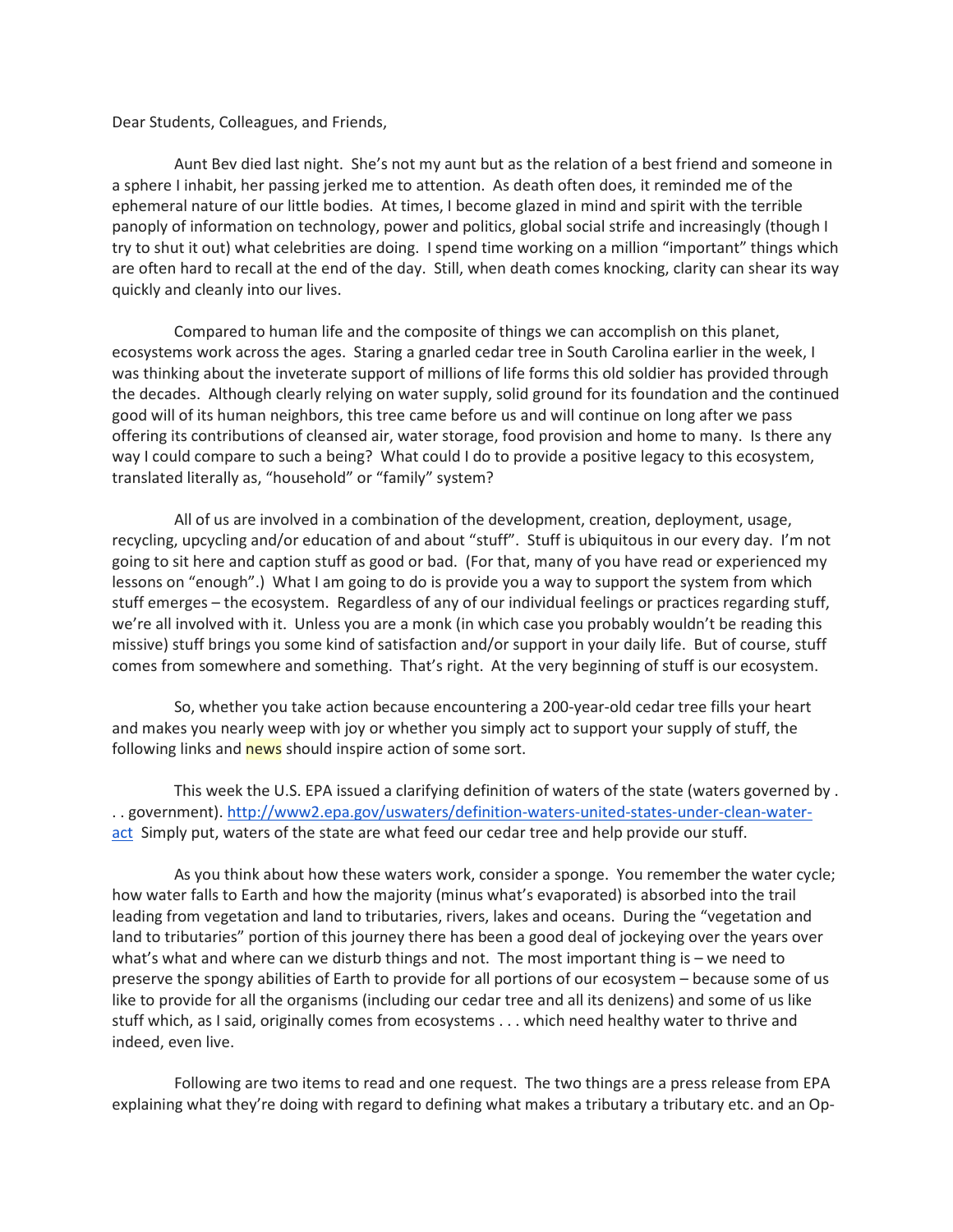Dear Students, Colleagues, and Friends,

Aunt Bev died last night. She's not my aunt but as the relation of a best friend and someone in a sphere I inhabit, her passing jerked me to attention. As death often does, it reminded me of the ephemeral nature of our little bodies. At times, I become glazed in mind and spirit with the terrible panoply of information on technology, power and politics, global social strife and increasingly (though I try to shut it out) what celebrities are doing. I spend time working on a million "important" things which are often hard to recall at the end of the day. Still, when death comes knocking, clarity can shear its way quickly and cleanly into our lives.

Compared to human life and the composite of things we can accomplish on this planet, ecosystems work across the ages. Staring a gnarled cedar tree in South Carolina earlier in the week, I was thinking about the inveterate support of millions of life forms this old soldier has provided through the decades. Although clearly relying on water supply, solid ground for its foundation and the continued good will of its human neighbors, this tree came before us and will continue on long after we pass offering its contributions of cleansed air, water storage, food provision and home to many. Is there any way I could compare to such a being? What could I do to provide a positive legacy to this ecosystem, translated literally as, "household" or "family" system?

All of us are involved in a combination of the development, creation, deployment, usage, recycling, upcycling and/or education of and about "stuff". Stuff is ubiquitous in our every day. I'm not going to sit here and caption stuff as good or bad. (For that, many of you have read or experienced my lessons on "enough".) What I am going to do is provide you a way to support the system from which stuff emerges – the ecosystem. Regardless of any of our individual feelings or practices regarding stuff, we're all involved with it. Unless you are a monk (in which case you probably wouldn't be reading this missive) stuff brings you some kind of satisfaction and/or support in your daily life. But of course, stuff comes from somewhere and something. That's right. At the very beginning of stuff is our ecosystem.

So, whether you take action because encountering a 200-year-old cedar tree fills your heart and makes you nearly weep with joy or whether you simply act to support your supply of stuff, the following links and news should inspire action of some sort.

This week the U.S. EPA issued a clarifying definition of waters of the state (waters governed by . . . government). [http://www2.epa.gov/uswaters/definition-waters-united-states-under-clean-water-act](http://www2.epa.gov/uswaters/definition-waters-united-states-under-clean-water-act) Simply put, waters of the state are what feed our cedar tree and help provide our stuff.

As you think about how these waters work, consider a sponge. You remember the water cycle; how water falls to Earth and how the majority (minus what's evaporated) is absorbed into the trail leading from vegetation and land to tributaries, rivers, lakes and oceans. During the "vegetation and land to tributaries" portion of this journey there has been a good deal of jockeying over the years over what's what and where can we disturb things and not. The most important thing is – we need to preserve the spongy abilities of Earth to provide for all portions of our ecosystem – because some of us like to provide for all the organisms (including our cedar tree and all its denizens) and some of us like stuff which, as I said, originally comes from ecosystems . . . which need healthy water to thrive and indeed, even live.

Following are two items to read and one request. The two things are a press release from EPA explaining what they're doing with regard to defining what makes a tributary a tributary etc. and an Op-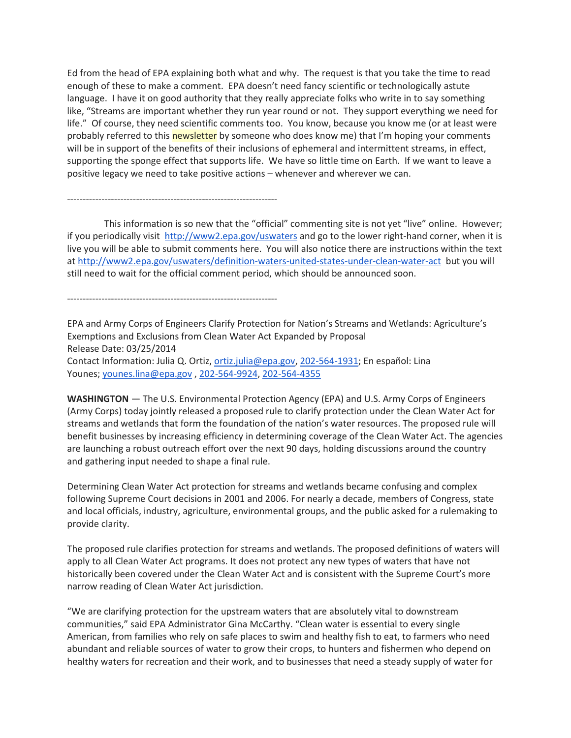Ed from the head of EPA explaining both what and why. The request is that you take the time to read enough of these to make a comment. EPA doesn't need fancy scientific or technologically astute language. I have it on good authority that they really appreciate folks who write in to say something like, "Streams are important whether they run year round or not. They support everything we need for life." Of course, they need scientific comments too. You know, because you know me (or at least were probably referred to this newsletter by someone who does know me) that I'm hoping your comments will be in support of the benefits of their inclusions of ephemeral and intermittent streams, in effect, supporting the sponge effect that supports life. We have so little time on Earth. If we want to leave a positive legacy we need to take positive actions – whenever and wherever we can.

-------------------------------------------------------------------

This information is so new that the "official" commenting site is not yet "live" online. However; if you periodically visit http://www2.epa.gov/uswaters and go to the lower right-hand corner, when it is live you will be able to submit comments here. You will also notice there are instructions within the text at http://www2.epa.gov/uswaters/definition-waters-united-states-under-clean-water-act but you will still need to wait for the official comment period, which should be announced soon.

-------------------------------------------------------------------

EPA and Army Corps of Engineers Clarify Protection for Nation's Streams and Wetlands: Agriculture's Exemptions and Exclusions from Clean Water Act Expanded by Proposal
Release Date: 03/25/2014
Contact Information: Julia Q. Ortiz, ortiz.julia@epa.gov, 202-564-1931; En español: Lina Younes; younes.lina@epa.gov , 202-564-9924, 202-564-4355

**WASHINGTON** — The U.S. Environmental Protection Agency (EPA) and U.S. Army Corps of Engineers (Army Corps) today jointly released a proposed rule to clarify protection under the Clean Water Act for streams and wetlands that form the foundation of the nation's water resources. The proposed rule will benefit businesses by increasing efficiency in determining coverage of the Clean Water Act. The agencies are launching a robust outreach effort over the next 90 days, holding discussions around the country and gathering input needed to shape a final rule.

Determining Clean Water Act protection for streams and wetlands became confusing and complex following Supreme Court decisions in 2001 and 2006. For nearly a decade, members of Congress, state and local officials, industry, agriculture, environmental groups, and the public asked for a rulemaking to provide clarity.

The proposed rule clarifies protection for streams and wetlands. The proposed definitions of waters will apply to all Clean Water Act programs. It does not protect any new types of waters that have not historically been covered under the Clean Water Act and is consistent with the Supreme Court's more narrow reading of Clean Water Act jurisdiction.

"We are clarifying protection for the upstream waters that are absolutely vital to downstream communities," said EPA Administrator Gina McCarthy. "Clean water is essential to every single American, from families who rely on safe places to swim and healthy fish to eat, to farmers who need abundant and reliable sources of water to grow their crops, to hunters and fishermen who depend on healthy waters for recreation and their work, and to businesses that need a steady supply of water for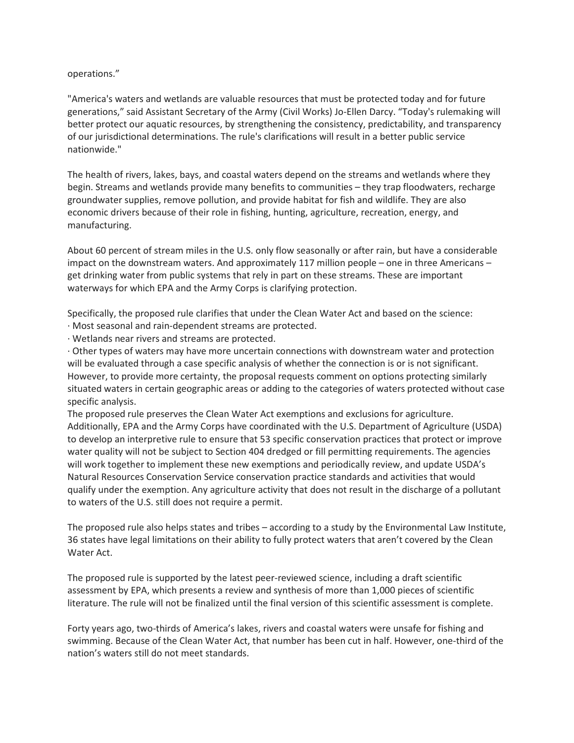operations."

"America's waters and wetlands are valuable resources that must be protected today and for future generations," said Assistant Secretary of the Army (Civil Works) Jo-Ellen Darcy. "Today's rulemaking will better protect our aquatic resources, by strengthening the consistency, predictability, and transparency of our jurisdictional determinations. The rule's clarifications will result in a better public service nationwide."

The health of rivers, lakes, bays, and coastal waters depend on the streams and wetlands where they begin. Streams and wetlands provide many benefits to communities – they trap floodwaters, recharge groundwater supplies, remove pollution, and provide habitat for fish and wildlife. They are also economic drivers because of their role in fishing, hunting, agriculture, recreation, energy, and manufacturing.

About 60 percent of stream miles in the U.S. only flow seasonally or after rain, but have a considerable impact on the downstream waters. And approximately 117 million people – one in three Americans – get drinking water from public systems that rely in part on these streams. These are important waterways for which EPA and the Army Corps is clarifying protection.

Specifically, the proposed rule clarifies that under the Clean Water Act and based on the science:

- Most seasonal and rain-dependent streams are protected.
- Wetlands near rivers and streams are protected.
- Other types of waters may have more uncertain connections with downstream water and protection will be evaluated through a case specific analysis of whether the connection is or is not significant. However, to provide more certainty, the proposal requests comment on options protecting similarly situated waters in certain geographic areas or adding to the categories of waters protected without case specific analysis.

The proposed rule preserves the Clean Water Act exemptions and exclusions for agriculture. Additionally, EPA and the Army Corps have coordinated with the U.S. Department of Agriculture (USDA) to develop an interpretive rule to ensure that 53 specific conservation practices that protect or improve water quality will not be subject to Section 404 dredged or fill permitting requirements. The agencies will work together to implement these new exemptions and periodically review, and update USDA's Natural Resources Conservation Service conservation practice standards and activities that would qualify under the exemption. Any agriculture activity that does not result in the discharge of a pollutant to waters of the U.S. still does not require a permit.

The proposed rule also helps states and tribes – according to a study by the Environmental Law Institute, 36 states have legal limitations on their ability to fully protect waters that aren't covered by the Clean Water Act.

The proposed rule is supported by the latest peer-reviewed science, including a draft scientific assessment by EPA, which presents a review and synthesis of more than 1,000 pieces of scientific literature. The rule will not be finalized until the final version of this scientific assessment is complete.

Forty years ago, two-thirds of America's lakes, rivers and coastal waters were unsafe for fishing and swimming. Because of the Clean Water Act, that number has been cut in half. However, one-third of the nation's waters still do not meet standards.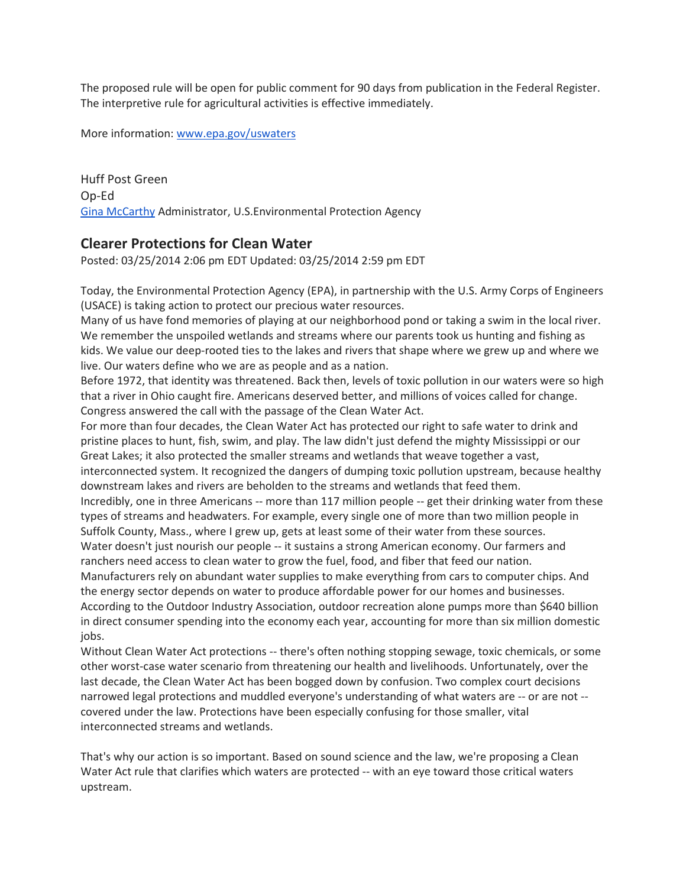The proposed rule will be open for public comment for 90 days from publication in the Federal Register. The interpretive rule for agricultural activities is effective immediately.

More information: [www.epa.gov/uswaters](www.epa.gov/uswaters)

Huff Post Green
Op-Ed
[Gina McCarthy](Gina McCarthy) Administrator, U.S.Environmental Protection Agency

## Clearer Protections for Clean Water

Posted: 03/25/2014 2:06 pm EDT Updated: 03/25/2014 2:59 pm EDT

Today, the Environmental Protection Agency (EPA), in partnership with the U.S. Army Corps of Engineers (USACE) is taking action to protect our precious water resources.

Many of us have fond memories of playing at our neighborhood pond or taking a swim in the local river. We remember the unspoiled wetlands and streams where our parents took us hunting and fishing as kids. We value our deep-rooted ties to the lakes and rivers that shape where we grew up and where we live. Our waters define who we are as people and as a nation.

Before 1972, that identity was threatened. Back then, levels of toxic pollution in our waters were so high that a river in Ohio caught fire. Americans deserved better, and millions of voices called for change. Congress answered the call with the passage of the Clean Water Act.

For more than four decades, the Clean Water Act has protected our right to safe water to drink and pristine places to hunt, fish, swim, and play. The law didn't just defend the mighty Mississippi or our Great Lakes; it also protected the smaller streams and wetlands that weave together a vast, interconnected system. It recognized the dangers of dumping toxic pollution upstream, because healthy downstream lakes and rivers are beholden to the streams and wetlands that feed them.

Incredibly, one in three Americans -- more than 117 million people -- get their drinking water from these types of streams and headwaters. For example, every single one of more than two million people in Suffolk County, Mass., where I grew up, gets at least some of their water from these sources.

Water doesn't just nourish our people -- it sustains a strong American economy. Our farmers and ranchers need access to clean water to grow the fuel, food, and fiber that feed our nation. Manufacturers rely on abundant water supplies to make everything from cars to computer chips. And the energy sector depends on water to produce affordable power for our homes and businesses. According to the Outdoor Industry Association, outdoor recreation alone pumps more than $640 billion in direct consumer spending into the economy each year, accounting for more than six million domestic jobs.

Without Clean Water Act protections -- there's often nothing stopping sewage, toxic chemicals, or some other worst-case water scenario from threatening our health and livelihoods. Unfortunately, over the last decade, the Clean Water Act has been bogged down by confusion. Two complex court decisions narrowed legal protections and muddled everyone's understanding of what waters are -- or are not -- covered under the law. Protections have been especially confusing for those smaller, vital interconnected streams and wetlands.

That's why our action is so important. Based on sound science and the law, we're proposing a Clean Water Act rule that clarifies which waters are protected -- with an eye toward those critical waters upstream.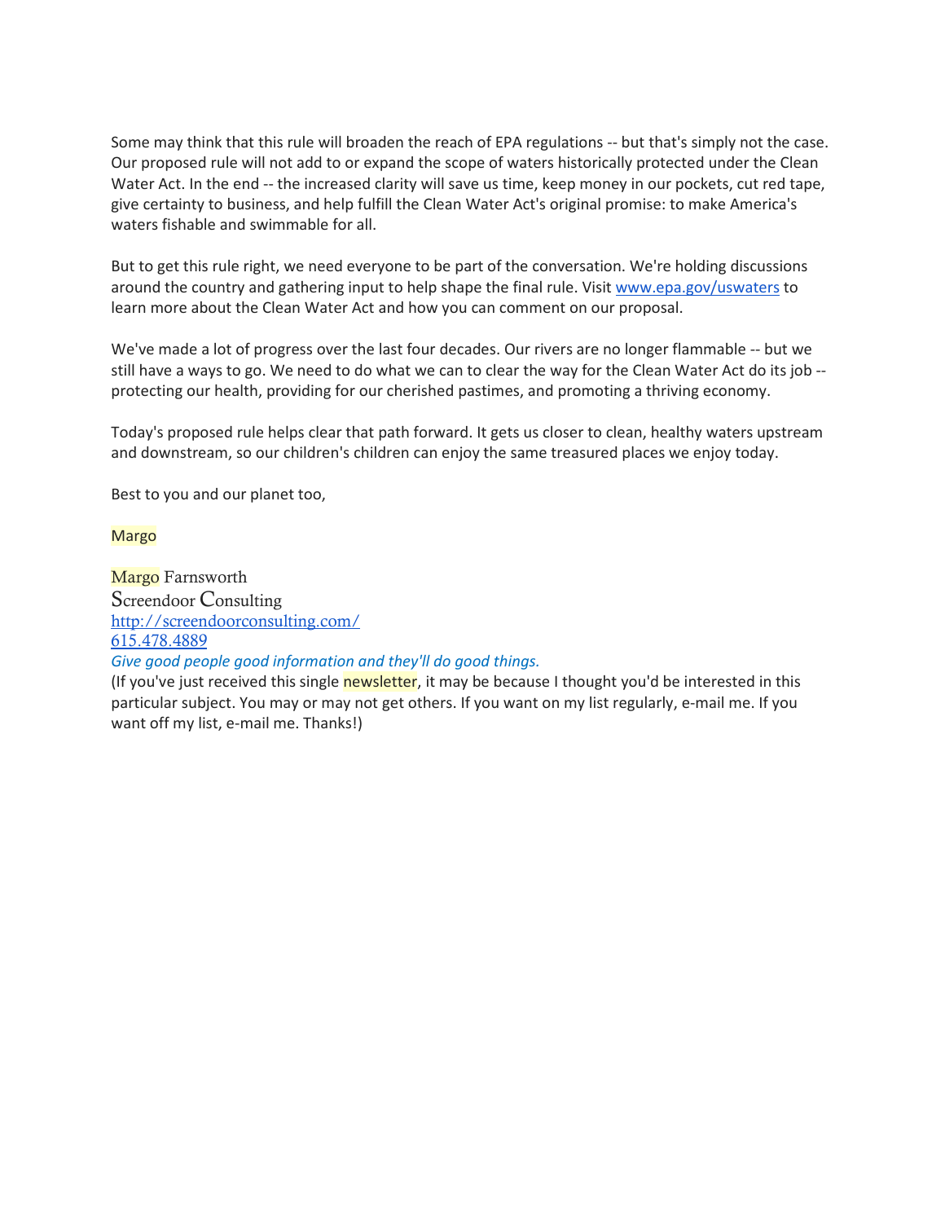Some may think that this rule will broaden the reach of EPA regulations -- but that's simply not the case. Our proposed rule will not add to or expand the scope of waters historically protected under the Clean Water Act. In the end -- the increased clarity will save us time, keep money in our pockets, cut red tape, give certainty to business, and help fulfill the Clean Water Act's original promise: to make America's waters fishable and swimmable for all.

But to get this rule right, we need everyone to be part of the conversation. We're holding discussions around the country and gathering input to help shape the final rule. Visit www.epa.gov/uswaters to learn more about the Clean Water Act and how you can comment on our proposal.

We've made a lot of progress over the last four decades. Our rivers are no longer flammable -- but we still have a ways to go. We need to do what we can to clear the way for the Clean Water Act do its job -- protecting our health, providing for our cherished pastimes, and promoting a thriving economy.

Today's proposed rule helps clear that path forward. It gets us closer to clean, healthy waters upstream and downstream, so our children's children can enjoy the same treasured places we enjoy today.

Best to you and our planet too,

Margo

Margo Farnsworth
Screendoor Consulting
http://screendoorconsulting.com/
615.478.4889
*Give good people good information and they'll do good things.*
(If you've just received this single newsletter, it may be because I thought you'd be interested in this particular subject. You may or may not get others. If you want on my list regularly, e-mail me. If you want off my list, e-mail me. Thanks!)